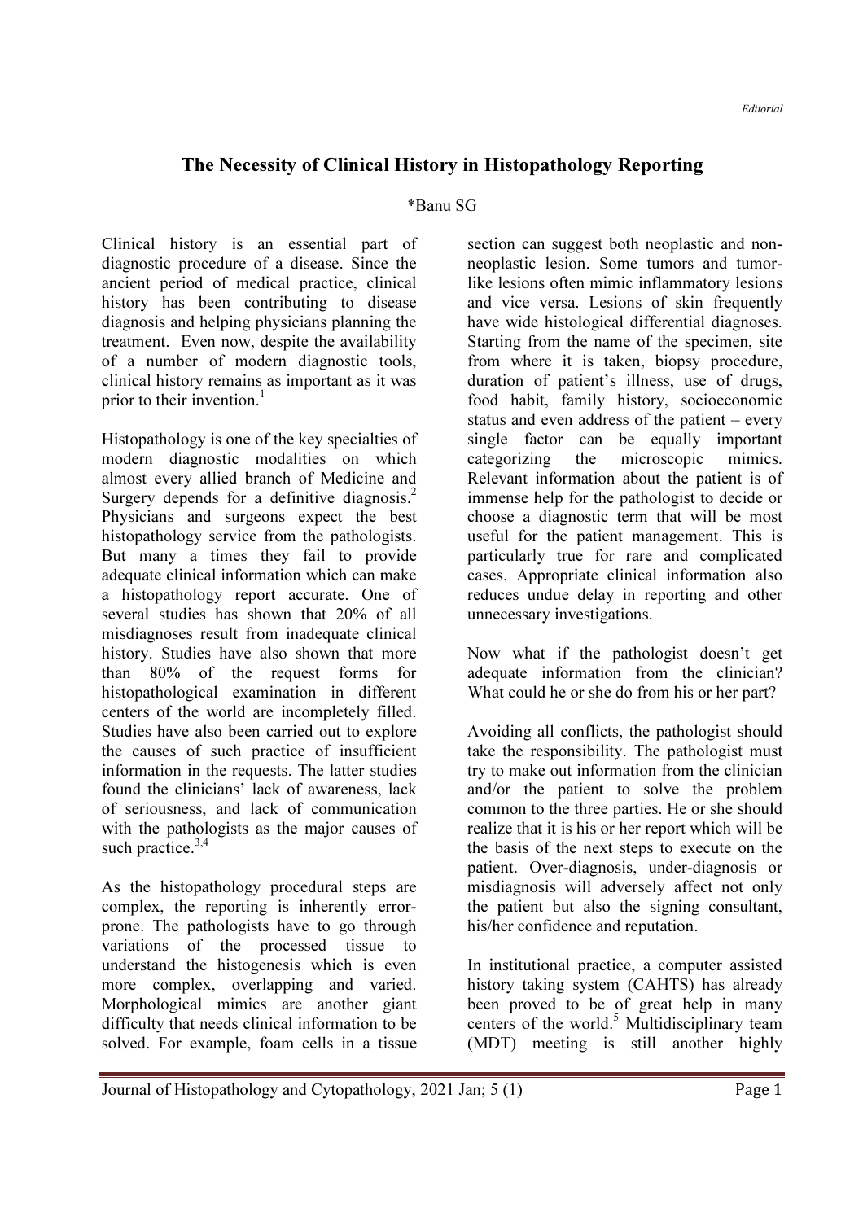*Editorial*

# The Necessity of Clinical History in Histopathology Reporting

*Banu SG

Clinical history is an essential part of diagnostic procedure of a disease. Since the ancient period of medical practice, clinical history has been contributing to disease diagnosis and helping physicians planning the treatment. Even now, despite the availability of a number of modern diagnostic tools, clinical history remains as important as it was prior to their invention.[1]

Histopathology is one of the key specialties of modern diagnostic modalities on which almost every allied branch of Medicine and Surgery depends for a definitive diagnosis.[2] Physicians and surgeons expect the best histopathology service from the pathologists. But many a times they fail to provide adequate clinical information which can make a histopathology report accurate. One of several studies has shown that 20% of all misdiagnoses result from inadequate clinical history. Studies have also shown that more than 80% of the request forms for histopathological examination in different centers of the world are incompletely filled. Studies have also been carried out to explore the causes of such practice of insufficient information in the requests. The latter studies found the clinicians' lack of awareness, lack of seriousness, and lack of communication with the pathologists as the major causes of such practice.[3,4]

As the histopathology procedural steps are complex, the reporting is inherently error-prone. The pathologists have to go through variations of the processed tissue to understand the histogenesis which is even more complex, overlapping and varied. Morphological mimics are another giant difficulty that needs clinical information to be solved. For example, foam cells in a tissue section can suggest both neoplastic and non-neoplastic lesion. Some tumors and tumor-like lesions often mimic inflammatory lesions and vice versa. Lesions of skin frequently have wide histological differential diagnoses. Starting from the name of the specimen, site from where it is taken, biopsy procedure, duration of patient's illness, use of drugs, food habit, family history, socioeconomic status and even address of the patient – every single factor can be equally important categorizing the microscopic mimics. Relevant information about the patient is of immense help for the pathologist to decide or choose a diagnostic term that will be most useful for the patient management. This is particularly true for rare and complicated cases. Appropriate clinical information also reduces undue delay in reporting and other unnecessary investigations.

Now what if the pathologist doesn't get adequate information from the clinician? What could he or she do from his or her part?

Avoiding all conflicts, the pathologist should take the responsibility. The pathologist must try to make out information from the clinician and/or the patient to solve the problem common to the three parties. He or she should realize that it is his or her report which will be the basis of the next steps to execute on the patient. Over-diagnosis, under-diagnosis or misdiagnosis will adversely affect not only the patient but also the signing consultant, his/her confidence and reputation.

In institutional practice, a computer assisted history taking system (CAHTS) has already been proved to be of great help in many centers of the world.[5] Multidisciplinary team (MDT) meeting is still another highly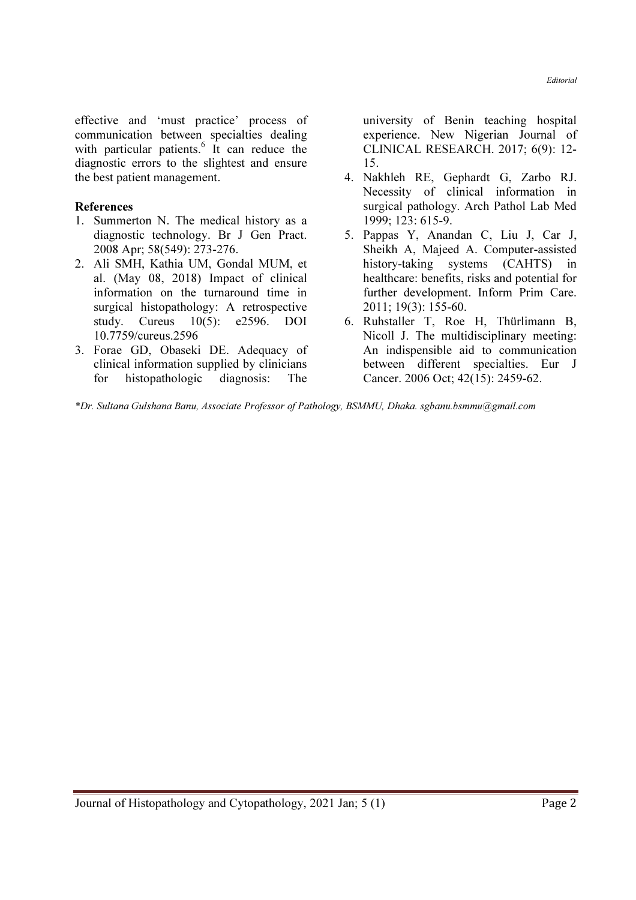effective and 'must practice' process of communication between specialties dealing with particular patients.[6] It can reduce the diagnostic errors to the slightest and ensure the best patient management.

**References**

1. Summerton N. The medical history as a diagnostic technology. Br J Gen Pract. 2008 Apr; 58(549): 273-276.
2. Ali SMH, Kathia UM, Gondal MUM, et al. (May 08, 2018) Impact of clinical information on the turnaround time in surgical histopathology: A retrospective study. Cureus 10(5): e2596. DOI 10.7759/cureus.2596
3. Forae GD, Obaseki DE. Adequacy of clinical information supplied by clinicians for histopathologic diagnosis: The university of Benin teaching hospital experience. New Nigerian Journal of CLINICAL RESEARCH. 2017; 6(9): 12-15.
4. Nakhleh RE, Gephardt G, Zarbo RJ. Necessity of clinical information in surgical pathology. Arch Pathol Lab Med 1999; 123: 615-9.
5. Pappas Y, Anandan C, Liu J, Car J, Sheikh A, Majeed A. Computer-assisted history-taking systems (CAHTS) in healthcare: benefits, risks and potential for further development. Inform Prim Care. 2011; 19(3): 155-60.
6. Ruhstaller T, Roe H, Thürlimann B, Nicoll J. The multidisciplinary meeting: An indispensible aid to communication between different specialties. Eur J Cancer. 2006 Oct; 42(15): 2459-62.

*\*Dr. Sultana Gulshana Banu, Associate Professor of Pathology, BSMMU, Dhaka. sgbanu.bsmmu@gmail.com*